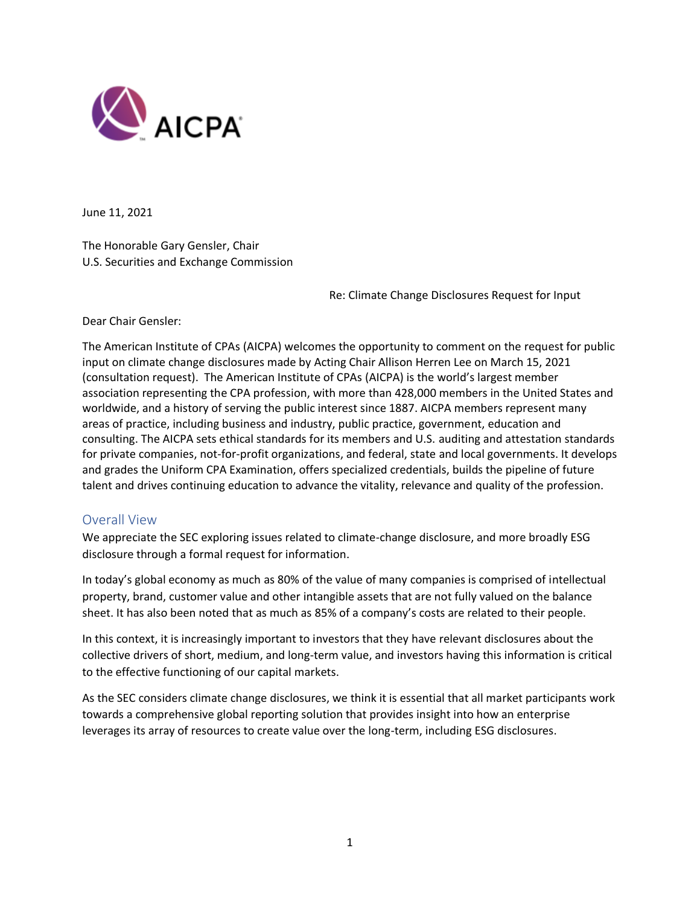AICPA

June 11, 2021

The Honorable Gary Gensler, Chair
U.S. Securities and Exchange Commission

Re: Climate Change Disclosures Request for Input

Dear Chair Gensler:

The American Institute of CPAs (AICPA) welcomes the opportunity to comment on the request for public input on climate change disclosures made by Acting Chair Allison Herren Lee on March 15, 2021 (consultation request). The American Institute of CPAs (AICPA) is the world's largest member association representing the CPA profession, with more than 428,000 members in the United States and worldwide, and a history of serving the public interest since 1887. AICPA members represent many areas of practice, including business and industry, public practice, government, education and consulting. The AICPA sets ethical standards for its members and U.S. auditing and attestation standards for private companies, not-for-profit organizations, and federal, state and local governments. It develops and grades the Uniform CPA Examination, offers specialized credentials, builds the pipeline of future talent and drives continuing education to advance the vitality, relevance and quality of the profession.

## Overall View

We appreciate the SEC exploring issues related to climate-change disclosure, and more broadly ESG disclosure through a formal request for information.

In today's global economy as much as 80% of the value of many companies is comprised of intellectual property, brand, customer value and other intangible assets that are not fully valued on the balance sheet. It has also been noted that as much as 85% of a company's costs are related to their people.

In this context, it is increasingly important to investors that they have relevant disclosures about the collective drivers of short, medium, and long-term value, and investors having this information is critical to the effective functioning of our capital markets.

As the SEC considers climate change disclosures, we think it is essential that all market participants work towards a comprehensive global reporting solution that provides insight into how an enterprise leverages its array of resources to create value over the long-term, including ESG disclosures.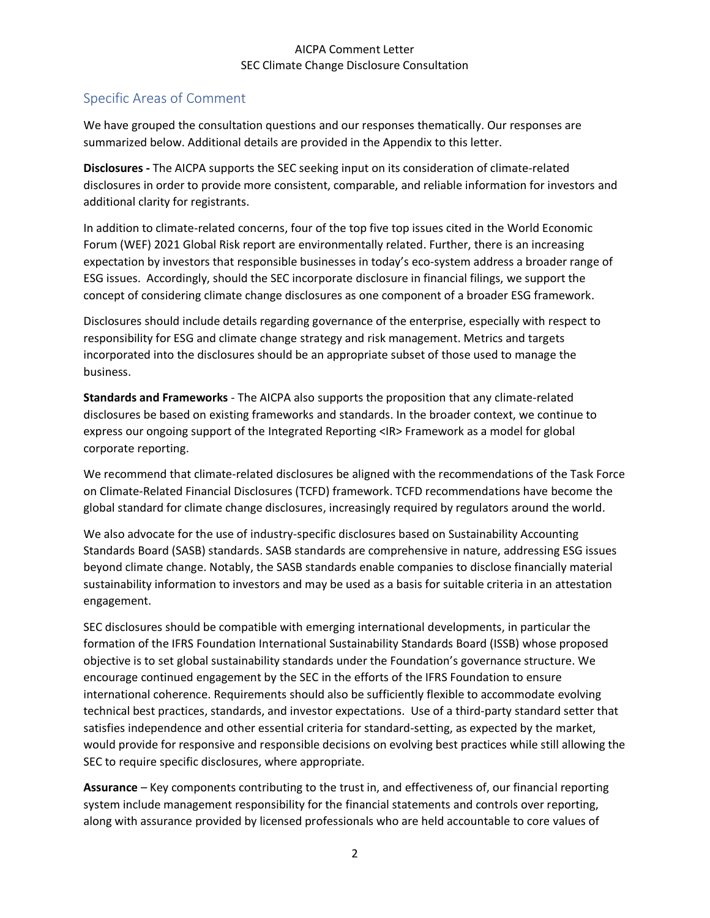## Specific Areas of Comment

We have grouped the consultation questions and our responses thematically. Our responses are summarized below. Additional details are provided in the Appendix to this letter.

**Disclosures -** The AICPA supports the SEC seeking input on its consideration of climate-related disclosures in order to provide more consistent, comparable, and reliable information for investors and additional clarity for registrants.

In addition to climate-related concerns, four of the top five top issues cited in the World Economic Forum (WEF) 2021 Global Risk report are environmentally related. Further, there is an increasing expectation by investors that responsible businesses in today's eco-system address a broader range of ESG issues. Accordingly, should the SEC incorporate disclosure in financial filings, we support the concept of considering climate change disclosures as one component of a broader ESG framework.

Disclosures should include details regarding governance of the enterprise, especially with respect to responsibility for ESG and climate change strategy and risk management. Metrics and targets incorporated into the disclosures should be an appropriate subset of those used to manage the business.

**Standards and Frameworks** - The AICPA also supports the proposition that any climate-related disclosures be based on existing frameworks and standards. In the broader context, we continue to express our ongoing support of the Integrated Reporting <IR> Framework as a model for global corporate reporting.

We recommend that climate-related disclosures be aligned with the recommendations of the Task Force on Climate-Related Financial Disclosures (TCFD) framework. TCFD recommendations have become the global standard for climate change disclosures, increasingly required by regulators around the world.

We also advocate for the use of industry-specific disclosures based on Sustainability Accounting Standards Board (SASB) standards. SASB standards are comprehensive in nature, addressing ESG issues beyond climate change. Notably, the SASB standards enable companies to disclose financially material sustainability information to investors and may be used as a basis for suitable criteria in an attestation engagement.

SEC disclosures should be compatible with emerging international developments, in particular the formation of the IFRS Foundation International Sustainability Standards Board (ISSB) whose proposed objective is to set global sustainability standards under the Foundation's governance structure. We encourage continued engagement by the SEC in the efforts of the IFRS Foundation to ensure international coherence. Requirements should also be sufficiently flexible to accommodate evolving technical best practices, standards, and investor expectations. Use of a third-party standard setter that satisfies independence and other essential criteria for standard-setting, as expected by the market, would provide for responsive and responsible decisions on evolving best practices while still allowing the SEC to require specific disclosures, where appropriate.

**Assurance** – Key components contributing to the trust in, and effectiveness of, our financial reporting system include management responsibility for the financial statements and controls over reporting, along with assurance provided by licensed professionals who are held accountable to core values of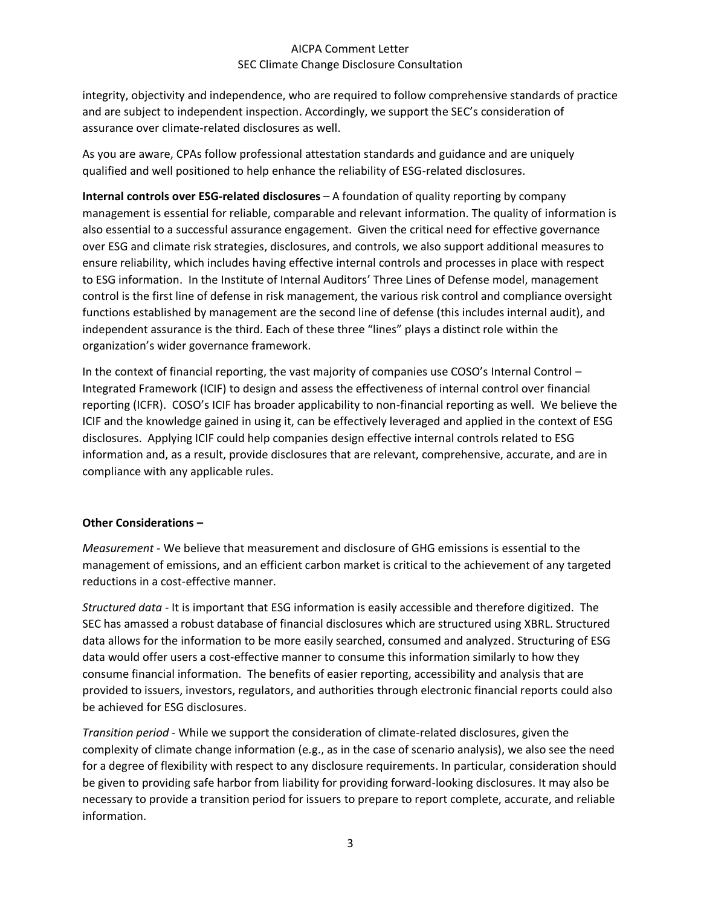integrity, objectivity and independence, who are required to follow comprehensive standards of practice and are subject to independent inspection. Accordingly, we support the SEC's consideration of assurance over climate-related disclosures as well.

As you are aware, CPAs follow professional attestation standards and guidance and are uniquely qualified and well positioned to help enhance the reliability of ESG-related disclosures.

**Internal controls over ESG-related disclosures** – A foundation of quality reporting by company management is essential for reliable, comparable and relevant information. The quality of information is also essential to a successful assurance engagement. Given the critical need for effective governance over ESG and climate risk strategies, disclosures, and controls, we also support additional measures to ensure reliability, which includes having effective internal controls and processes in place with respect to ESG information. In the Institute of Internal Auditors' Three Lines of Defense model, management control is the first line of defense in risk management, the various risk control and compliance oversight functions established by management are the second line of defense (this includes internal audit), and independent assurance is the third. Each of these three "lines" plays a distinct role within the organization's wider governance framework.

In the context of financial reporting, the vast majority of companies use COSO's Internal Control – Integrated Framework (ICIF) to design and assess the effectiveness of internal control over financial reporting (ICFR). COSO's ICIF has broader applicability to non-financial reporting as well. We believe the ICIF and the knowledge gained in using it, can be effectively leveraged and applied in the context of ESG disclosures. Applying ICIF could help companies design effective internal controls related to ESG information and, as a result, provide disclosures that are relevant, comprehensive, accurate, and are in compliance with any applicable rules.

**Other Considerations –**

*Measurement* - We believe that measurement and disclosure of GHG emissions is essential to the management of emissions, and an efficient carbon market is critical to the achievement of any targeted reductions in a cost-effective manner.

*Structured data* - It is important that ESG information is easily accessible and therefore digitized. The SEC has amassed a robust database of financial disclosures which are structured using XBRL. Structured data allows for the information to be more easily searched, consumed and analyzed. Structuring of ESG data would offer users a cost-effective manner to consume this information similarly to how they consume financial information. The benefits of easier reporting, accessibility and analysis that are provided to issuers, investors, regulators, and authorities through electronic financial reports could also be achieved for ESG disclosures.

*Transition period* - While we support the consideration of climate-related disclosures, given the complexity of climate change information (e.g., as in the case of scenario analysis), we also see the need for a degree of flexibility with respect to any disclosure requirements. In particular, consideration should be given to providing safe harbor from liability for providing forward-looking disclosures. It may also be necessary to provide a transition period for issuers to prepare to report complete, accurate, and reliable information.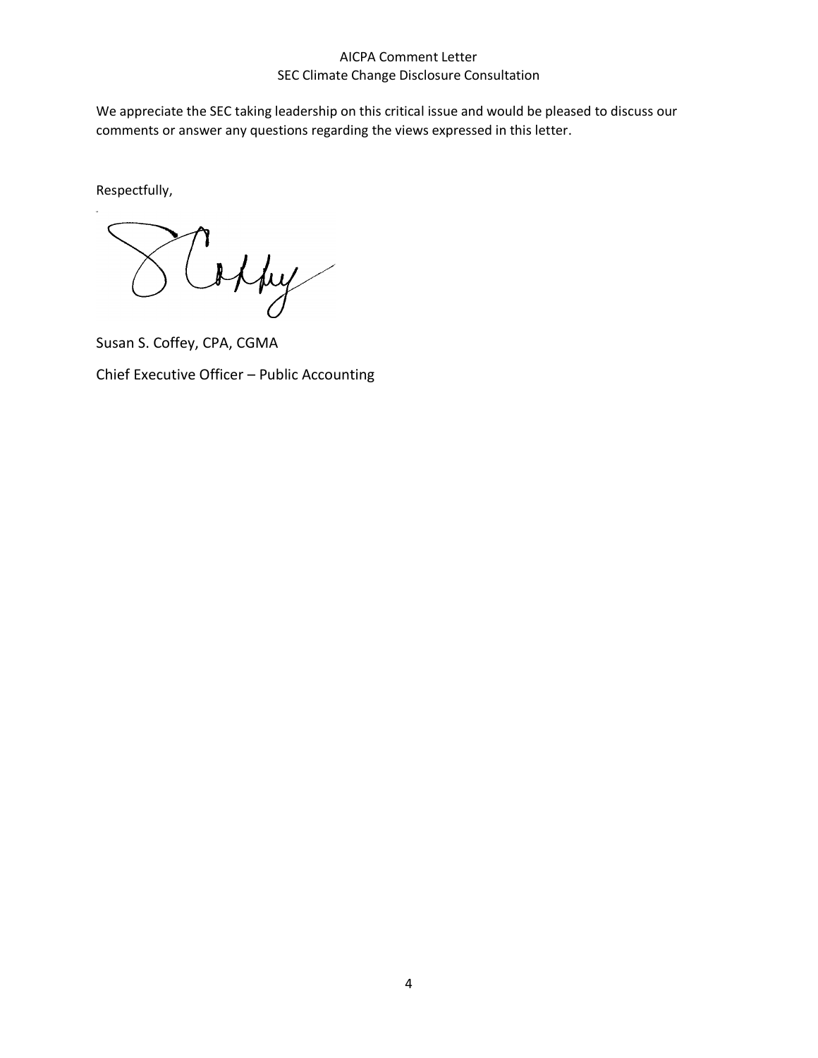We appreciate the SEC taking leadership on this critical issue and would be pleased to discuss our comments or answer any questions regarding the views expressed in this letter.

Respectfully,

Susan S. Coffey, CPA, CGMA

Chief Executive Officer – Public Accounting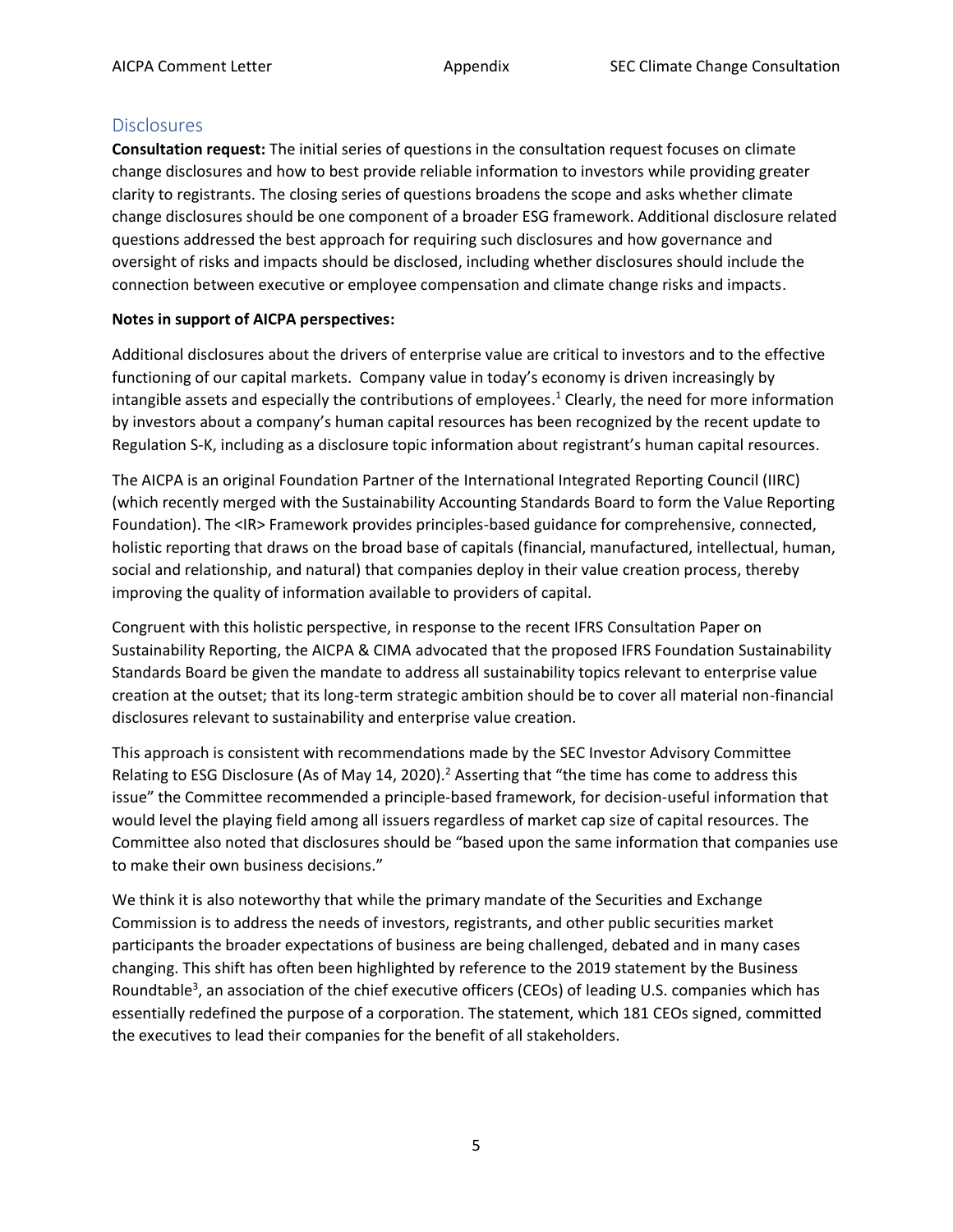## Disclosures

**Consultation request:** The initial series of questions in the consultation request focuses on climate change disclosures and how to best provide reliable information to investors while providing greater clarity to registrants. The closing series of questions broadens the scope and asks whether climate change disclosures should be one component of a broader ESG framework. Additional disclosure related questions addressed the best approach for requiring such disclosures and how governance and oversight of risks and impacts should be disclosed, including whether disclosures should include the connection between executive or employee compensation and climate change risks and impacts.

**Notes in support of AICPA perspectives:**

Additional disclosures about the drivers of enterprise value are critical to investors and to the effective functioning of our capital markets. Company value in today's economy is driven increasingly by intangible assets and especially the contributions of employees.[1] Clearly, the need for more information by investors about a company's human capital resources has been recognized by the recent update to Regulation S-K, including as a disclosure topic information about registrant's human capital resources.

The AICPA is an original Foundation Partner of the International Integrated Reporting Council (IIRC) (which recently merged with the Sustainability Accounting Standards Board to form the Value Reporting Foundation). The <IR> Framework provides principles-based guidance for comprehensive, connected, holistic reporting that draws on the broad base of capitals (financial, manufactured, intellectual, human, social and relationship, and natural) that companies deploy in their value creation process, thereby improving the quality of information available to providers of capital.

Congruent with this holistic perspective, in response to the recent IFRS Consultation Paper on Sustainability Reporting, the AICPA & CIMA advocated that the proposed IFRS Foundation Sustainability Standards Board be given the mandate to address all sustainability topics relevant to enterprise value creation at the outset; that its long-term strategic ambition should be to cover all material non-financial disclosures relevant to sustainability and enterprise value creation.

This approach is consistent with recommendations made by the SEC Investor Advisory Committee Relating to ESG Disclosure (As of May 14, 2020).[2] Asserting that "the time has come to address this issue" the Committee recommended a principle-based framework, for decision-useful information that would level the playing field among all issuers regardless of market cap size of capital resources. The Committee also noted that disclosures should be "based upon the same information that companies use to make their own business decisions."

We think it is also noteworthy that while the primary mandate of the Securities and Exchange Commission is to address the needs of investors, registrants, and other public securities market participants the broader expectations of business are being challenged, debated and in many cases changing. This shift has often been highlighted by reference to the 2019 statement by the Business Roundtable[3], an association of the chief executive officers (CEOs) of leading U.S. companies which has essentially redefined the purpose of a corporation. The statement, which 181 CEOs signed, committed the executives to lead their companies for the benefit of all stakeholders.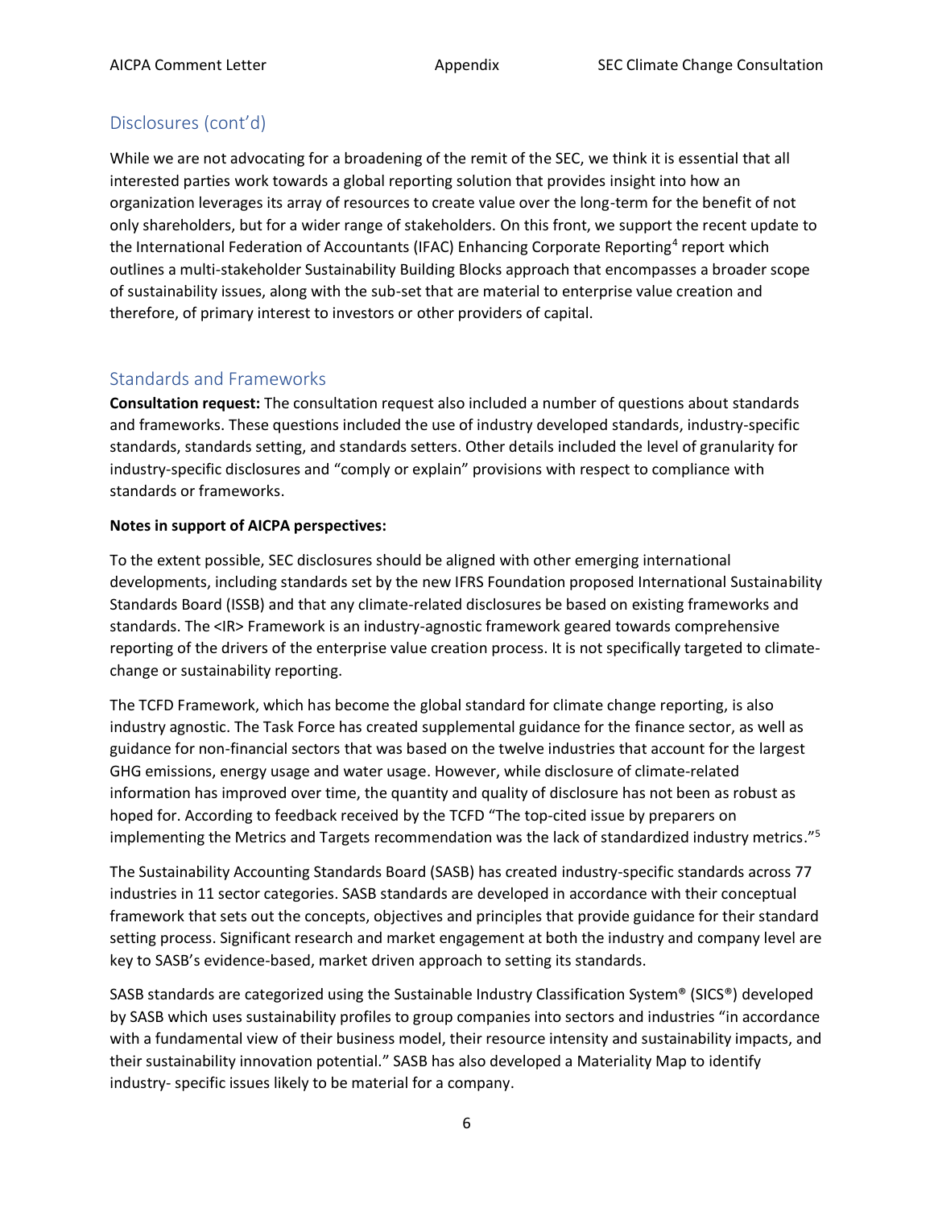## Disclosures (cont'd)

While we are not advocating for a broadening of the remit of the SEC, we think it is essential that all interested parties work towards a global reporting solution that provides insight into how an organization leverages its array of resources to create value over the long-term for the benefit of not only shareholders, but for a wider range of stakeholders. On this front, we support the recent update to the International Federation of Accountants (IFAC) Enhancing Corporate Reporting[4] report which outlines a multi-stakeholder Sustainability Building Blocks approach that encompasses a broader scope of sustainability issues, along with the sub-set that are material to enterprise value creation and therefore, of primary interest to investors or other providers of capital.

## Standards and Frameworks

**Consultation request:** The consultation request also included a number of questions about standards and frameworks. These questions included the use of industry developed standards, industry-specific standards, standards setting, and standards setters. Other details included the level of granularity for industry-specific disclosures and "comply or explain" provisions with respect to compliance with standards or frameworks.

**Notes in support of AICPA perspectives:**

To the extent possible, SEC disclosures should be aligned with other emerging international developments, including standards set by the new IFRS Foundation proposed International Sustainability Standards Board (ISSB) and that any climate-related disclosures be based on existing frameworks and standards. The <IR> Framework is an industry-agnostic framework geared towards comprehensive reporting of the drivers of the enterprise value creation process. It is not specifically targeted to climate-change or sustainability reporting.

The TCFD Framework, which has become the global standard for climate change reporting, is also industry agnostic. The Task Force has created supplemental guidance for the finance sector, as well as guidance for non-financial sectors that was based on the twelve industries that account for the largest GHG emissions, energy usage and water usage. However, while disclosure of climate-related information has improved over time, the quantity and quality of disclosure has not been as robust as hoped for. According to feedback received by the TCFD "The top-cited issue by preparers on implementing the Metrics and Targets recommendation was the lack of standardized industry metrics."[5]

The Sustainability Accounting Standards Board (SASB) has created industry-specific standards across 77 industries in 11 sector categories. SASB standards are developed in accordance with their conceptual framework that sets out the concepts, objectives and principles that provide guidance for their standard setting process. Significant research and market engagement at both the industry and company level are key to SASB's evidence-based, market driven approach to setting its standards.

SASB standards are categorized using the Sustainable Industry Classification System® (SICS®) developed by SASB which uses sustainability profiles to group companies into sectors and industries "in accordance with a fundamental view of their business model, their resource intensity and sustainability impacts, and their sustainability innovation potential." SASB has also developed a Materiality Map to identify industry- specific issues likely to be material for a company.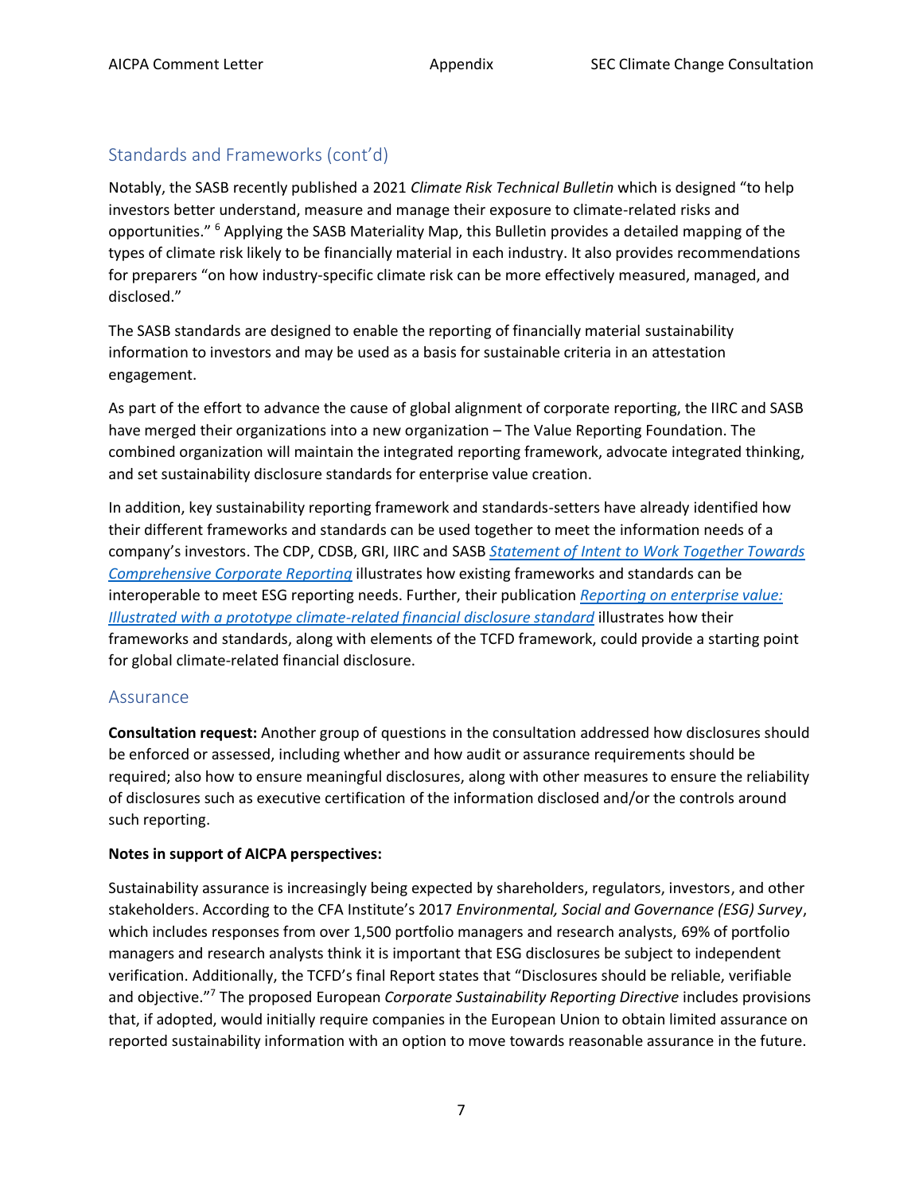## Standards and Frameworks (cont'd)

Notably, the SASB recently published a 2021 *Climate Risk Technical Bulletin* which is designed "to help investors better understand, measure and manage their exposure to climate-related risks and opportunities." [6] Applying the SASB Materiality Map, this Bulletin provides a detailed mapping of the types of climate risk likely to be financially material in each industry. It also provides recommendations for preparers "on how industry-specific climate risk can be more effectively measured, managed, and disclosed."

The SASB standards are designed to enable the reporting of financially material sustainability information to investors and may be used as a basis for sustainable criteria in an attestation engagement.

As part of the effort to advance the cause of global alignment of corporate reporting, the IIRC and SASB have merged their organizations into a new organization – The Value Reporting Foundation. The combined organization will maintain the integrated reporting framework, advocate integrated thinking, and set sustainability disclosure standards for enterprise value creation.

In addition, key sustainability reporting framework and standards-setters have already identified how their different frameworks and standards can be used together to meet the information needs of a company's investors. The CDP, CDSB, GRI, IIRC and SASB *Statement of Intent to Work Together Towards Comprehensive Corporate Reporting* illustrates how existing frameworks and standards can be interoperable to meet ESG reporting needs. Further, their publication *Reporting on enterprise value: Illustrated with a prototype climate-related financial disclosure standard* illustrates how their frameworks and standards, along with elements of the TCFD framework, could provide a starting point for global climate-related financial disclosure.

## Assurance

**Consultation request:** Another group of questions in the consultation addressed how disclosures should be enforced or assessed, including whether and how audit or assurance requirements should be required; also how to ensure meaningful disclosures, along with other measures to ensure the reliability of disclosures such as executive certification of the information disclosed and/or the controls around such reporting.

**Notes in support of AICPA perspectives:**

Sustainability assurance is increasingly being expected by shareholders, regulators, investors, and other stakeholders. According to the CFA Institute's 2017 *Environmental, Social and Governance (ESG) Survey*, which includes responses from over 1,500 portfolio managers and research analysts, 69% of portfolio managers and research analysts think it is important that ESG disclosures be subject to independent verification. Additionally, the TCFD's final Report states that "Disclosures should be reliable, verifiable and objective."[7] The proposed European *Corporate Sustainability Reporting Directive* includes provisions that, if adopted, would initially require companies in the European Union to obtain limited assurance on reported sustainability information with an option to move towards reasonable assurance in the future.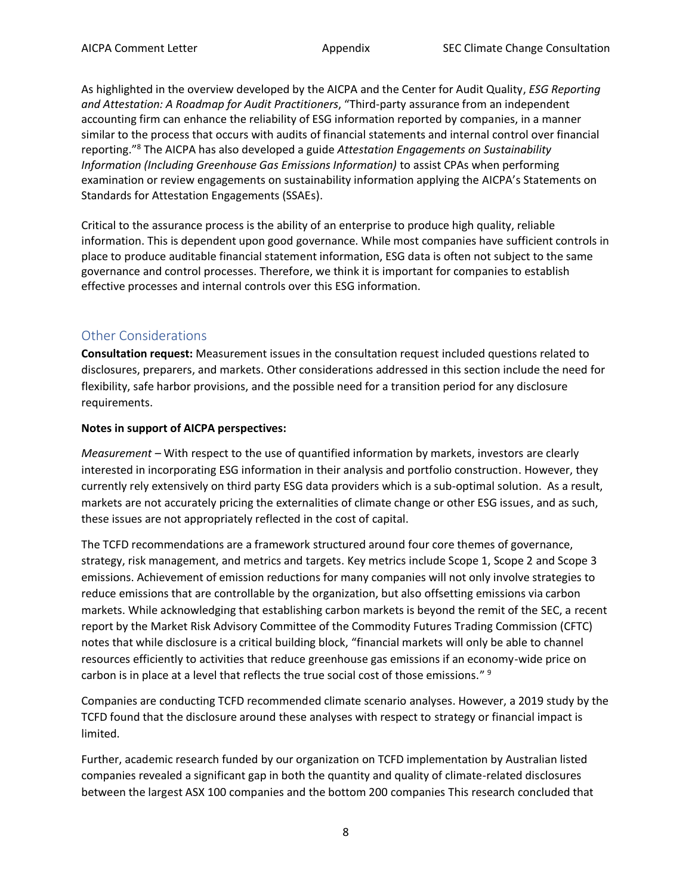As highlighted in the overview developed by the AICPA and the Center for Audit Quality, *ESG Reporting and Attestation: A Roadmap for Audit Practitioners*, "Third-party assurance from an independent accounting firm can enhance the reliability of ESG information reported by companies, in a manner similar to the process that occurs with audits of financial statements and internal control over financial reporting."[8] The AICPA has also developed a guide *Attestation Engagements on Sustainability Information (Including Greenhouse Gas Emissions Information)* to assist CPAs when performing examination or review engagements on sustainability information applying the AICPA's Statements on Standards for Attestation Engagements (SSAEs).

Critical to the assurance process is the ability of an enterprise to produce high quality, reliable information. This is dependent upon good governance. While most companies have sufficient controls in place to produce auditable financial statement information, ESG data is often not subject to the same governance and control processes. Therefore, we think it is important for companies to establish effective processes and internal controls over this ESG information.

## Other Considerations

**Consultation request:** Measurement issues in the consultation request included questions related to disclosures, preparers, and markets. Other considerations addressed in this section include the need for flexibility, safe harbor provisions, and the possible need for a transition period for any disclosure requirements.

**Notes in support of AICPA perspectives:**

*Measurement* – With respect to the use of quantified information by markets, investors are clearly interested in incorporating ESG information in their analysis and portfolio construction. However, they currently rely extensively on third party ESG data providers which is a sub-optimal solution. As a result, markets are not accurately pricing the externalities of climate change or other ESG issues, and as such, these issues are not appropriately reflected in the cost of capital.

The TCFD recommendations are a framework structured around four core themes of governance, strategy, risk management, and metrics and targets. Key metrics include Scope 1, Scope 2 and Scope 3 emissions. Achievement of emission reductions for many companies will not only involve strategies to reduce emissions that are controllable by the organization, but also offsetting emissions via carbon markets. While acknowledging that establishing carbon markets is beyond the remit of the SEC, a recent report by the Market Risk Advisory Committee of the Commodity Futures Trading Commission (CFTC) notes that while disclosure is a critical building block, "financial markets will only be able to channel resources efficiently to activities that reduce greenhouse gas emissions if an economy-wide price on carbon is in place at a level that reflects the true social cost of those emissions." [9]

Companies are conducting TCFD recommended climate scenario analyses. However, a 2019 study by the TCFD found that the disclosure around these analyses with respect to strategy or financial impact is limited.

Further, academic research funded by our organization on TCFD implementation by Australian listed companies revealed a significant gap in both the quantity and quality of climate-related disclosures between the largest ASX 100 companies and the bottom 200 companies This research concluded that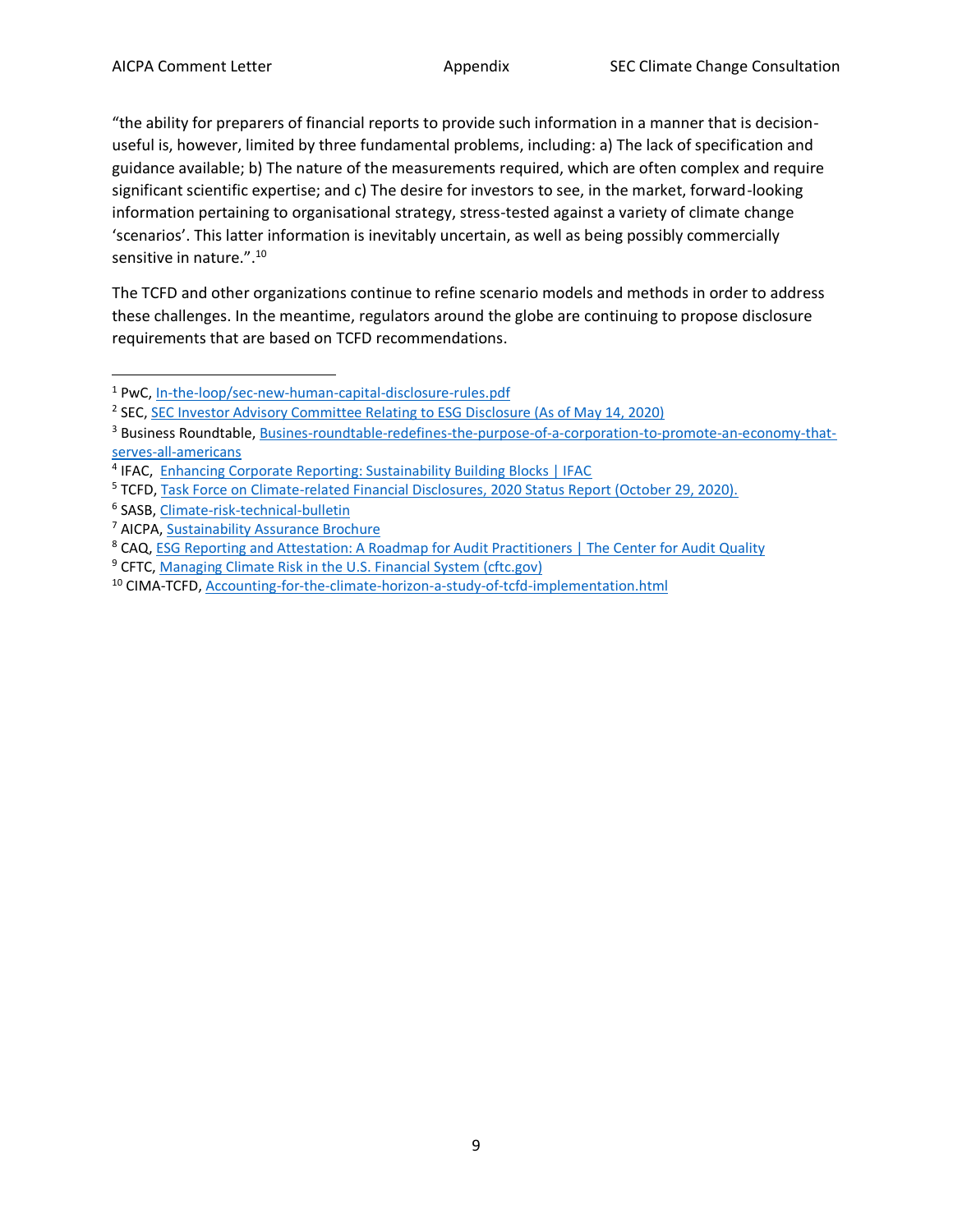"the ability for preparers of financial reports to provide such information in a manner that is decision-useful is, however, limited by three fundamental problems, including: a) The lack of specification and guidance available; b) The nature of the measurements required, which are often complex and require significant scientific expertise; and c) The desire for investors to see, in the market, forward-looking information pertaining to organisational strategy, stress-tested against a variety of climate change 'scenarios'. This latter information is inevitably uncertain, as well as being possibly commercially sensitive in nature.".[10]

The TCFD and other organizations continue to refine scenario models and methods in order to address these challenges. In the meantime, regulators around the globe are continuing to propose disclosure requirements that are based on TCFD recommendations.

---

[1] PwC, In-the-loop/sec-new-human-capital-disclosure-rules.pdf

[2] SEC, SEC Investor Advisory Committee Relating to ESG Disclosure (As of May 14, 2020)

[3] Business Roundtable, Busines-roundtable-redefines-the-purpose-of-a-corporation-to-promote-an-economy-that-serves-all-americans

[4] IFAC, Enhancing Corporate Reporting: Sustainability Building Blocks | IFAC

[5] TCFD, Task Force on Climate-related Financial Disclosures, 2020 Status Report (October 29, 2020).

[6] SASB, Climate-risk-technical-bulletin

[7] AICPA, Sustainability Assurance Brochure

[8] CAQ, ESG Reporting and Attestation: A Roadmap for Audit Practitioners | The Center for Audit Quality

[9] CFTC, Managing Climate Risk in the U.S. Financial System (cftc.gov)

[10] CIMA-TCFD, Accounting-for-the-climate-horizon-a-study-of-tcfd-implementation.html